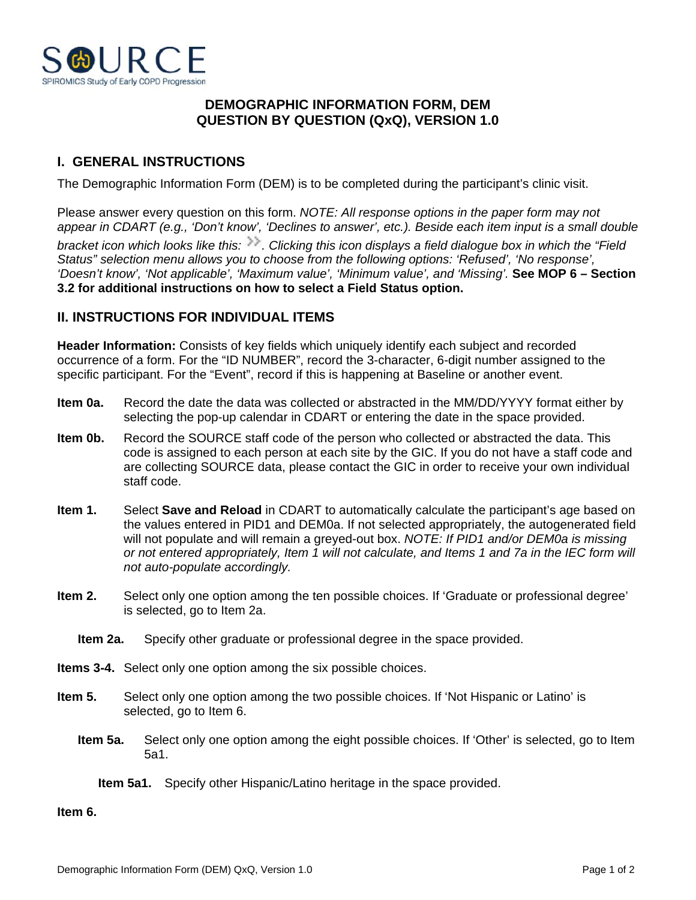# DEMOGRAPHIC INFORMATION FORM, DEM
# QUESTION BY QUESTION (QxQ), VERSION 1.0

## I. GENERAL INSTRUCTIONS

The Demographic Information Form (DEM) is to be completed during the participant's clinic visit.

Please answer every question on this form. *NOTE: All response options in the paper form may not appear in CDART (e.g., 'Don't know', 'Declines to answer', etc.). Beside each item input is a small double bracket icon which looks like this: >>. Clicking this icon displays a field dialogue box in which the "Field Status" selection menu allows you to choose from the following options: 'Refused', 'No response', 'Doesn't know', 'Not applicable', 'Maximum value', 'Minimum value', and 'Missing'.* **See MOP 6 – Section 3.2 for additional instructions on how to select a Field Status option.**

## II. INSTRUCTIONS FOR INDIVIDUAL ITEMS

**Header Information:** Consists of key fields which uniquely identify each subject and recorded occurrence of a form. For the "ID NUMBER", record the 3-character, 6-digit number assigned to the specific participant. For the "Event", record if this is happening at Baseline or another event.

**Item 0a.** Record the date the data was collected or abstracted in the MM/DD/YYYY format either by selecting the pop-up calendar in CDART or entering the date in the space provided.

**Item 0b.** Record the SOURCE staff code of the person who collected or abstracted the data. This code is assigned to each person at each site by the GIC. If you do not have a staff code and are collecting SOURCE data, please contact the GIC in order to receive your own individual staff code.

**Item 1.** Select **Save and Reload** in CDART to automatically calculate the participant's age based on the values entered in PID1 and DEM0a. If not selected appropriately, the autogenerated field will not populate and will remain a greyed-out box. *NOTE: If PID1 and/or DEM0a is missing or not entered appropriately, Item 1 will not calculate, and Items 1 and 7a in the IEC form will not auto-populate accordingly.*

**Item 2.** Select only one option among the ten possible choices. If 'Graduate or professional degree' is selected, go to Item 2a.

- **Item 2a.** Specify other graduate or professional degree in the space provided.

**Items 3-4.** Select only one option among the six possible choices.

**Item 5.** Select only one option among the two possible choices. If 'Not Hispanic or Latino' is selected, go to Item 6.

- **Item 5a.** Select only one option among the eight possible choices. If 'Other' is selected, go to Item 5a1.
  - **Item 5a1.** Specify other Hispanic/Latino heritage in the space provided.

**Item 6.**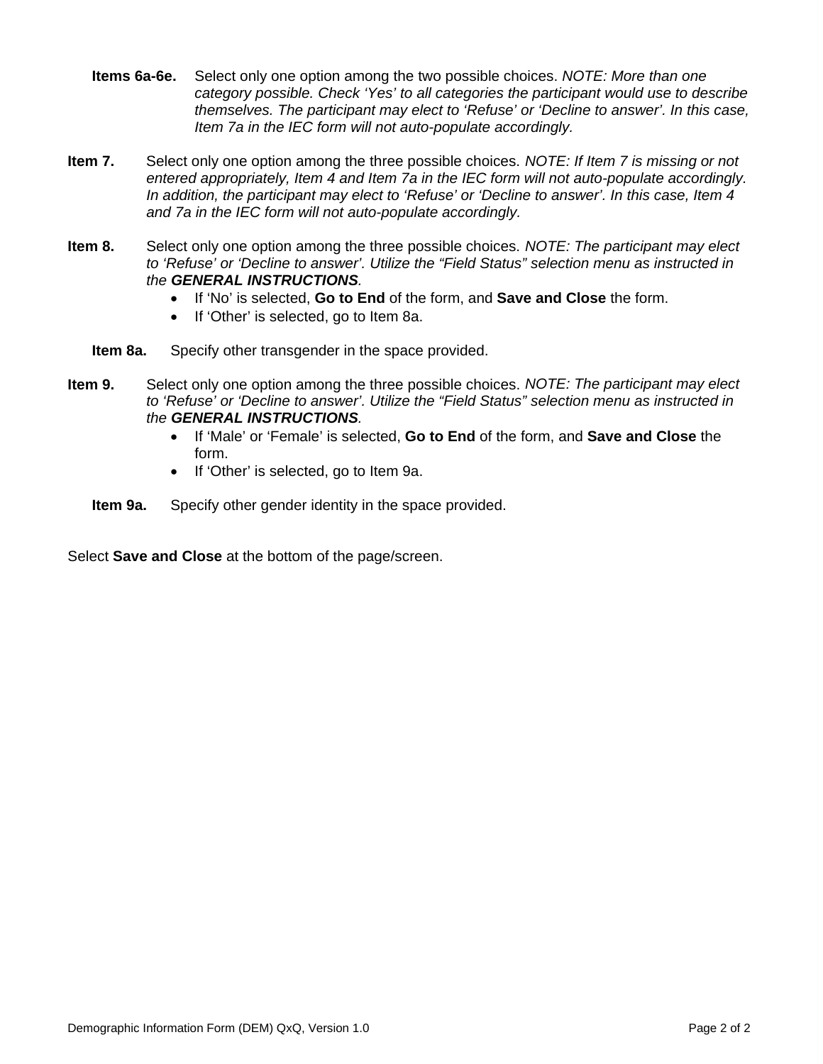**Items 6a-6e.** Select only one option among the two possible choices. *NOTE: More than one category possible. Check 'Yes' to all categories the participant would use to describe themselves. The participant may elect to 'Refuse' or 'Decline to answer'. In this case, Item 7a in the IEC form will not auto-populate accordingly.*

**Item 7.** Select only one option among the three possible choices. *NOTE: If Item 7 is missing or not entered appropriately, Item 4 and Item 7a in the IEC form will not auto-populate accordingly. In addition, the participant may elect to 'Refuse' or 'Decline to answer'. In this case, Item 4 and 7a in the IEC form will not auto-populate accordingly.*

**Item 8.** Select only one option among the three possible choices. *NOTE: The participant may elect to 'Refuse' or 'Decline to answer'. Utilize the "Field Status" selection menu as instructed in the **GENERAL INSTRUCTIONS**.*

- If 'No' is selected, **Go to End** of the form, and **Save and Close** the form.
- If 'Other' is selected, go to Item 8a.

**Item 8a.** Specify other transgender in the space provided.

**Item 9.** Select only one option among the three possible choices. *NOTE: The participant may elect to 'Refuse' or 'Decline to answer'. Utilize the "Field Status" selection menu as instructed in the **GENERAL INSTRUCTIONS**.*

- If 'Male' or 'Female' is selected, **Go to End** of the form, and **Save and Close** the form.
- If 'Other' is selected, go to Item 9a.

**Item 9a.** Specify other gender identity in the space provided.

Select **Save and Close** at the bottom of the page/screen.